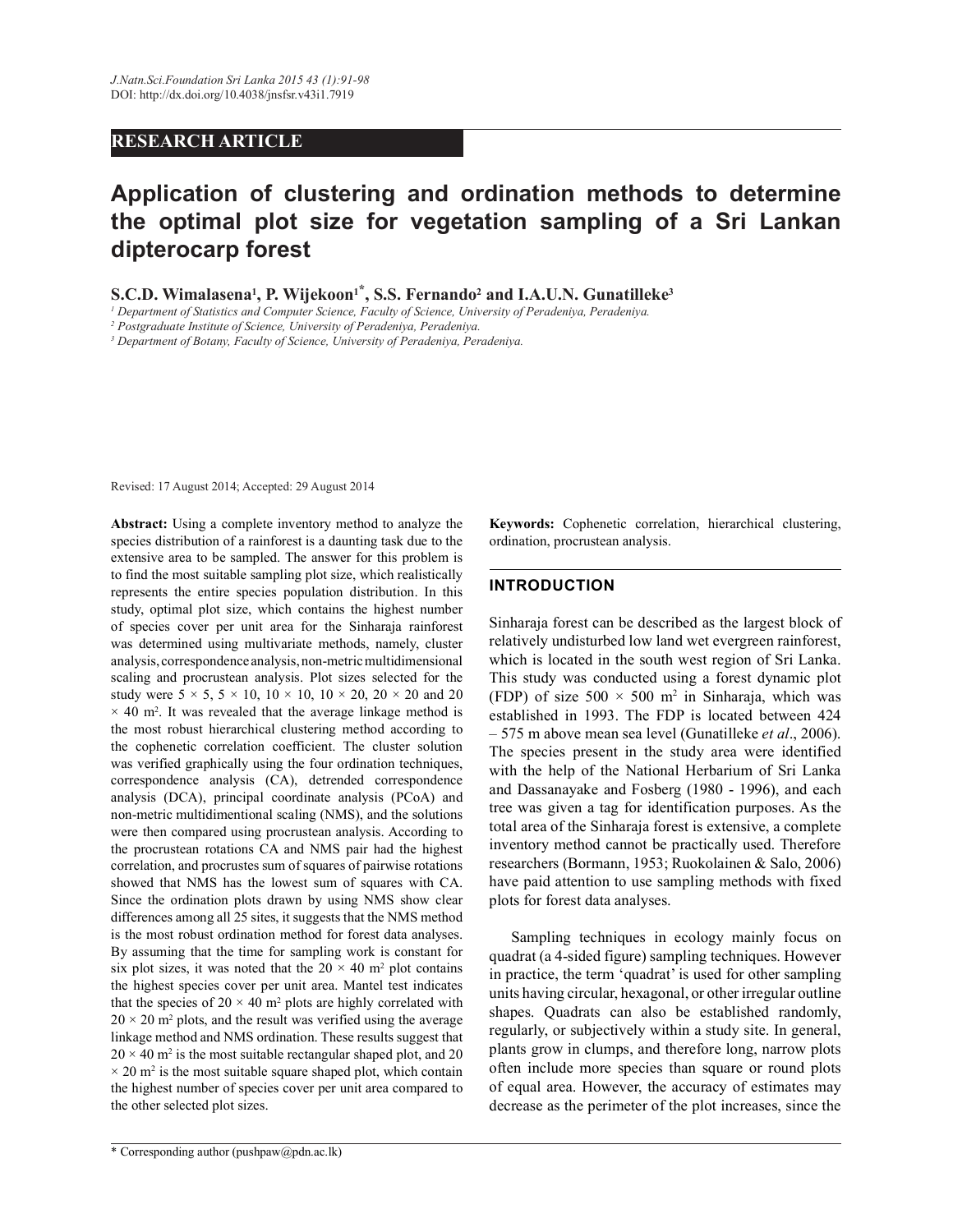RESEARCH ARTICLE

# Application of clustering and ordination methods to determine the optimal plot size for vegetation sampling of a Sri Lankan dipterocarp forest

**S.C.D. Wimalasena[1], P. Wijekoon[1*], S.S. Fernando[2] and I.A.U.N. Gunatilleke[3]**

[1] *Department of Statistics and Computer Science, Faculty of Science, University of Peradeniya, Peradeniya.*
[2] *Postgraduate Institute of Science, University of Peradeniya, Peradeniya.*
[3] *Department of Botany, Faculty of Science, University of Peradeniya, Peradeniya.*

Revised: 17 August 2014; Accepted: 29 August 2014

**Abstract:** Using a complete inventory method to analyze the species distribution of a rainforest is a daunting task due to the extensive area to be sampled. The answer for this problem is to find the most suitable sampling plot size, which realistically represents the entire species population distribution. In this study, optimal plot size, which contains the highest number of species cover per unit area for the Sinharaja rainforest was determined using multivariate methods, namely, cluster analysis, correspondence analysis, non-metric multidimensional scaling and procrustean analysis. Plot sizes selected for the study were $5 \times 5$, $5 \times 10$, $10 \times 10$, $10 \times 20$, $20 \times 20$ and $20 \times 40$ m$^2$. It was revealed that the average linkage method is the most robust hierarchical clustering method according to the cophenetic correlation coefficient. The cluster solution was verified graphically using the four ordination techniques, correspondence analysis (CA), detrended correspondence analysis (DCA), principal coordinate analysis (PCoA) and non-metric multidimentional scaling (NMS), and the solutions were then compared using procrustean analysis. According to the procrustean rotations CA and NMS pair had the highest correlation, and procrustes sum of squares of pairwise rotations showed that NMS has the lowest sum of squares with CA. Since the ordination plots drawn by using NMS show clear differences among all 25 sites, it suggests that the NMS method is the most robust ordination method for forest data analyses. By assuming that the time for sampling work is constant for six plot sizes, it was noted that the $20 \times 40$ m$^2$ plot contains the highest species cover per unit area. Mantel test indicates that the species of $20 \times 40$ m$^2$ plots are highly correlated with $20 \times 20$ m$^2$ plots, and the result was verified using the average linkage method and NMS ordination. These results suggest that $20 \times 40$ m$^2$ is the most suitable rectangular shaped plot, and $20 \times 20$ m$^2$ is the most suitable square shaped plot, which contain the highest number of species cover per unit area compared to the other selected plot sizes.

**Keywords:** Cophenetic correlation, hierarchical clustering, ordination, procrustean analysis.

## INTRODUCTION

Sinharaja forest can be described as the largest block of relatively undisturbed low land wet evergreen rainforest, which is located in the south west region of Sri Lanka. This study was conducted using a forest dynamic plot (FDP) of size $500 \times 500$ m$^2$ in Sinharaja, which was established in 1993. The FDP is located between 424 – 575 m above mean sea level (Gunatilleke *et al*., 2006). The species present in the study area were identified with the help of the National Herbarium of Sri Lanka and Dassanayake and Fosberg (1980 - 1996), and each tree was given a tag for identification purposes. As the total area of the Sinharaja forest is extensive, a complete inventory method cannot be practically used. Therefore researchers (Bormann, 1953; Ruokolainen & Salo, 2006) have paid attention to use sampling methods with fixed plots for forest data analyses.

Sampling techniques in ecology mainly focus on quadrat (a 4-sided figure) sampling techniques. However in practice, the term 'quadrat' is used for other sampling units having circular, hexagonal, or other irregular outline shapes. Quadrats can also be established randomly, regularly, or subjectively within a study site. In general, plants grow in clumps, and therefore long, narrow plots often include more species than square or round plots of equal area. However, the accuracy of estimates may decrease as the perimeter of the plot increases, since the

\* Corresponding author (pushpaw@pdn.ac.lk)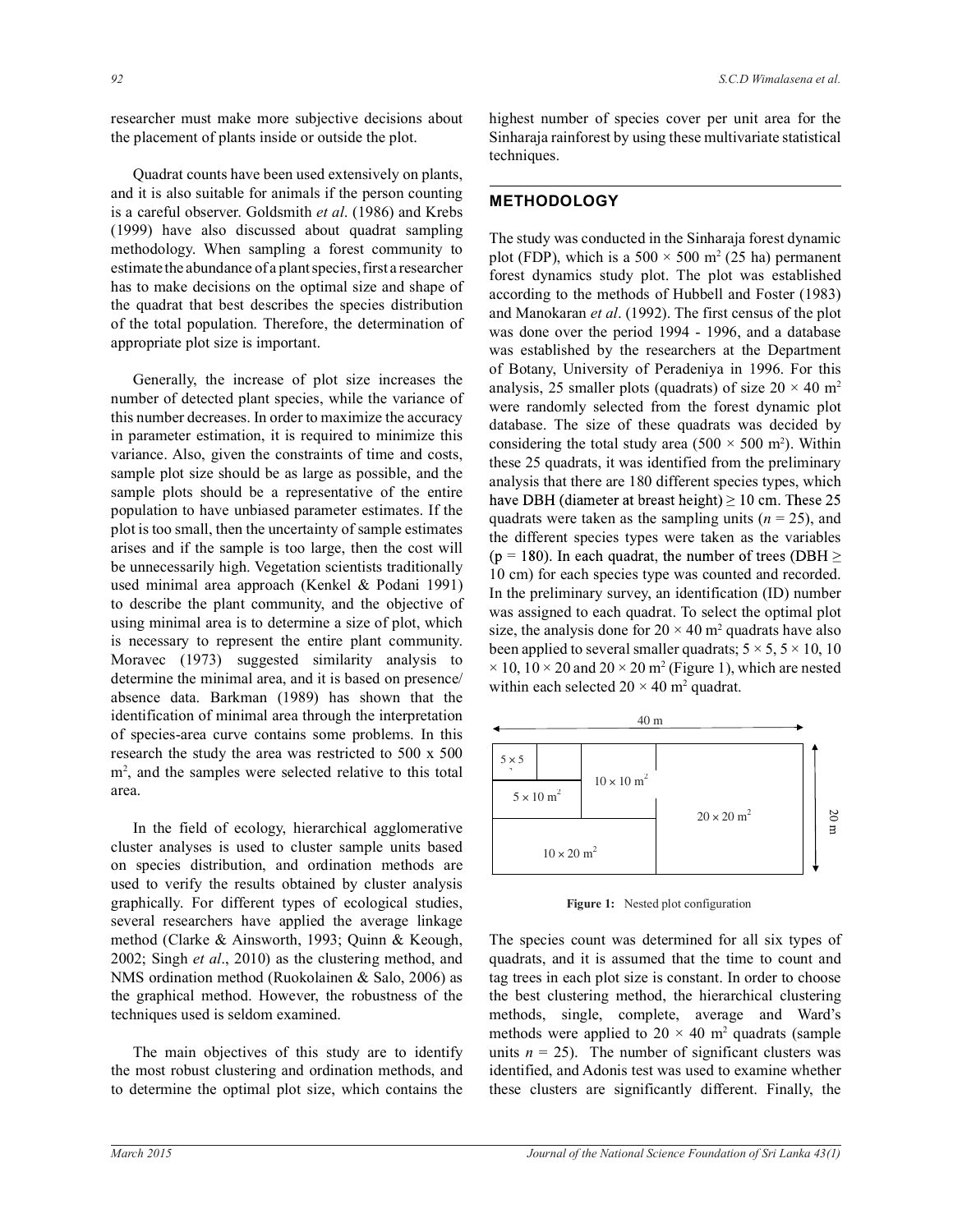researcher must make more subjective decisions about the placement of plants inside or outside the plot.

Quadrat counts have been used extensively on plants, and it is also suitable for animals if the person counting is a careful observer. Goldsmith *et al*. (1986) and Krebs (1999) have also discussed about quadrat sampling methodology. When sampling a forest community to estimate the abundance of a plant species, first a researcher has to make decisions on the optimal size and shape of the quadrat that best describes the species distribution of the total population. Therefore, the determination of appropriate plot size is important.

Generally, the increase of plot size increases the number of detected plant species, while the variance of this number decreases. In order to maximize the accuracy in parameter estimation, it is required to minimize this variance. Also, given the constraints of time and costs, sample plot size should be as large as possible, and the sample plots should be a representative of the entire population to have unbiased parameter estimates. If the plot is too small, then the uncertainty of sample estimates arises and if the sample is too large, then the cost will be unnecessarily high. Vegetation scientists traditionally used minimal area approach (Kenkel & Podani 1991) to describe the plant community, and the objective of using minimal area is to determine a size of plot, which is necessary to represent the entire plant community. Moravec (1973) suggested similarity analysis to determine the minimal area, and it is based on presence/absence data. Barkman (1989) has shown that the identification of minimal area through the interpretation of species-area curve contains some problems. In this research the study the area was restricted to 500 x 500 m$^2$, and the samples were selected relative to this total area.

In the field of ecology, hierarchical agglomerative cluster analyses is used to cluster sample units based on species distribution, and ordination methods are used to verify the results obtained by cluster analysis graphically. For different types of ecological studies, several researchers have applied the average linkage method (Clarke & Ainsworth, 1993; Quinn & Keough, 2002; Singh *et al*., 2010) as the clustering method, and NMS ordination method (Ruokolainen & Salo, 2006) as the graphical method. However, the robustness of the techniques used is seldom examined.

The main objectives of this study are to identify the most robust clustering and ordination methods, and to determine the optimal plot size, which contains the highest number of species cover per unit area for the Sinharaja rainforest by using these multivariate statistical techniques.

## METHODOLOGY

The study was conducted in the Sinharaja forest dynamic plot (FDP), which is a $500 \times 500$ m$^2$ (25 ha) permanent forest dynamics study plot. The plot was established according to the methods of Hubbell and Foster (1983) and Manokaran *et al*. (1992). The first census of the plot was done over the period 1994 - 1996, and a database was established by the researchers at the Department of Botany, University of Peradeniya in 1996. For this analysis, 25 smaller plots (quadrats) of size $20 \times 40$ m$^2$ were randomly selected from the forest dynamic plot database. The size of these quadrats was decided by considering the total study area ($500 \times 500$ m$^2$). Within these 25 quadrats, it was identified from the preliminary analysis that there are 180 different species types, which have DBH (diameter at breast height) $\geq$ 10 cm. These 25 quadrats were taken as the sampling units ($n$ = 25), and the different species types were taken as the variables (p = 180). In each quadrat, the number of trees (DBH $\geq$ 10 cm) for each species type was counted and recorded. In the preliminary survey, an identification (ID) number was assigned to each quadrat. To select the optimal plot size, the analysis done for $20 \times 40$ m$^2$ quadrats have also been applied to several smaller quadrats; $5 \times 5$, $5 \times 10$, $10 \times 10$, $10 \times 20$ and $20 \times 20$ m$^2$ (Figure 1), which are nested within each selected $20 \times 40$ m$^2$ quadrat.

| 5 × 5 | | 10 × 10 m$^2$ | 20 × 20 m$^2$ |
|---|---|---|---|
| 5 × 10 m$^2$ | | | |
| 10 × 20 m$^2$ | | | |

(40 m × 20 m)

**Figure 1:** Nested plot configuration

The species count was determined for all six types of quadrats, and it is assumed that the time to count and tag trees in each plot size is constant. In order to choose the best clustering method, the hierarchical clustering methods, single, complete, average and Ward's methods were applied to $20 \times 40$ m$^2$ quadrats (sample units $n$ = 25). The number of significant clusters was identified, and Adonis test was used to examine whether these clusters are significantly different. Finally, the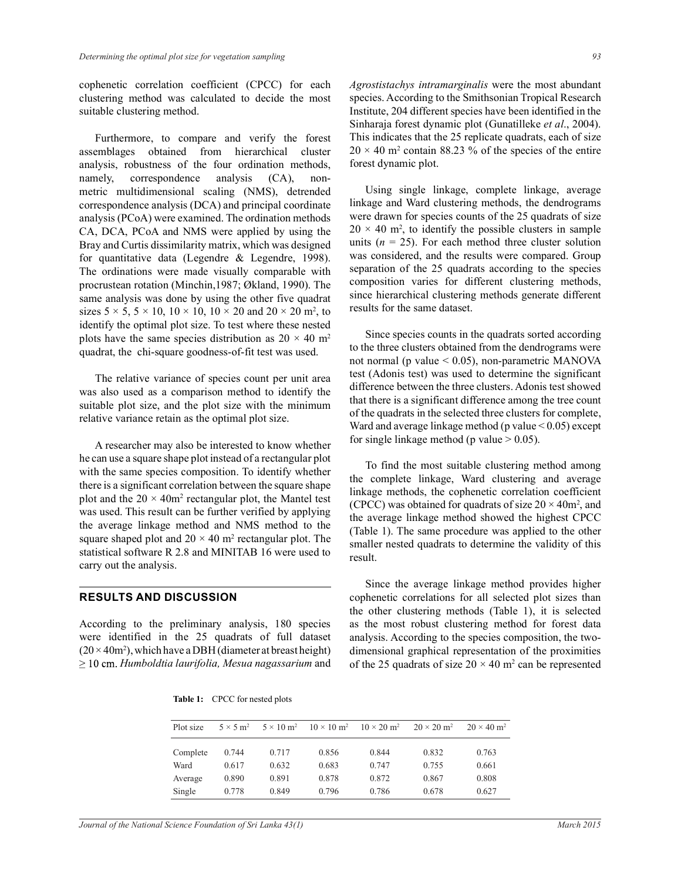cophenetic correlation coefficient (CPCC) for each clustering method was calculated to decide the most suitable clustering method.

Furthermore, to compare and verify the forest assemblages obtained from hierarchical cluster analysis, robustness of the four ordination methods, namely, correspondence analysis (CA), non-metric multidimensional scaling (NMS), detrended correspondence analysis (DCA) and principal coordinate analysis (PCoA) were examined. The ordination methods CA, DCA, PCoA and NMS were applied by using the Bray and Curtis dissimilarity matrix, which was designed for quantitative data (Legendre & Legendre, 1998). The ordinations were made visually comparable with procrustean rotation (Minchin,1987; Økland, 1990). The same analysis was done by using the other five quadrat sizes $5 \times 5$, $5 \times 10$, $10 \times 10$, $10 \times 20$ and $20 \times 20$ m$^2$, to identify the optimal plot size. To test where these nested plots have the same species distribution as $20 \times 40$ m$^2$ quadrat, the chi-square goodness-of-fit test was used.

The relative variance of species count per unit area was also used as a comparison method to identify the suitable plot size, and the plot size with the minimum relative variance retain as the optimal plot size.

A researcher may also be interested to know whether he can use a square shape plot instead of a rectangular plot with the same species composition. To identify whether there is a significant correlation between the square shape plot and the $20 \times 40$m$^2$ rectangular plot, the Mantel test was used. This result can be further verified by applying the average linkage method and NMS method to the square shaped plot and $20 \times 40$ m$^2$ rectangular plot. The statistical software R 2.8 and MINITAB 16 were used to carry out the analysis.

## RESULTS AND DISCUSSION

According to the preliminary analysis, 180 species were identified in the 25 quadrats of full dataset ($20 \times 40$m$^2$), which have a DBH (diameter at breast height) $\geq 10$ cm. *Humboldtia laurifolia, Mesua nagassarium* and *Agrostistachys intramarginalis* were the most abundant species. According to the Smithsonian Tropical Research Institute, 204 different species have been identified in the Sinharaja forest dynamic plot (Gunatilleke *et al*., 2004). This indicates that the 25 replicate quadrats, each of size $20 \times 40$ m$^2$ contain 88.23 % of the species of the entire forest dynamic plot.

Using single linkage, complete linkage, average linkage and Ward clustering methods, the dendrograms were drawn for species counts of the 25 quadrats of size $20 \times 40$ m$^2$, to identify the possible clusters in sample units ($n = 25$). For each method three cluster solution was considered, and the results were compared. Group separation of the 25 quadrats according to the species composition varies for different clustering methods, since hierarchical clustering methods generate different results for the same dataset.

Since species counts in the quadrats sorted according to the three clusters obtained from the dendrograms were not normal (p value $< 0.05$), non-parametric MANOVA test (Adonis test) was used to determine the significant difference between the three clusters. Adonis test showed that there is a significant difference among the tree count of the quadrats in the selected three clusters for complete, Ward and average linkage method (p value $< 0.05$) except for single linkage method (p value $> 0.05$).

To find the most suitable clustering method among the complete linkage, Ward clustering and average linkage methods, the cophenetic correlation coefficient (CPCC) was obtained for quadrats of size $20 \times 40$m$^2$, and the average linkage method showed the highest CPCC (Table 1). The same procedure was applied to the other smaller nested quadrats to determine the validity of this result.

Since the average linkage method provides higher cophenetic correlations for all selected plot sizes than the other clustering methods (Table 1), it is selected as the most robust clustering method for forest data analysis. According to the species composition, the two-dimensional graphical representation of the proximities of the 25 quadrats of size $20 \times 40$ m$^2$ can be represented

**Table 1:** CPCC for nested plots

| Plot size | $5 \times 5$ m$^2$ | $5 \times 10$ m$^2$ | $10 \times 10$ m$^2$ | $10 \times 20$ m$^2$ | $20 \times 20$ m$^2$ | $20 \times 40$ m$^2$ |
|---|---|---|---|---|---|---|
| Complete | 0.744 | 0.717 | 0.856 | 0.844 | 0.832 | 0.763 |
| Ward | 0.617 | 0.632 | 0.683 | 0.747 | 0.755 | 0.661 |
| Average | 0.890 | 0.891 | 0.878 | 0.872 | 0.867 | 0.808 |
| Single | 0.778 | 0.849 | 0.796 | 0.786 | 0.678 | 0.627 |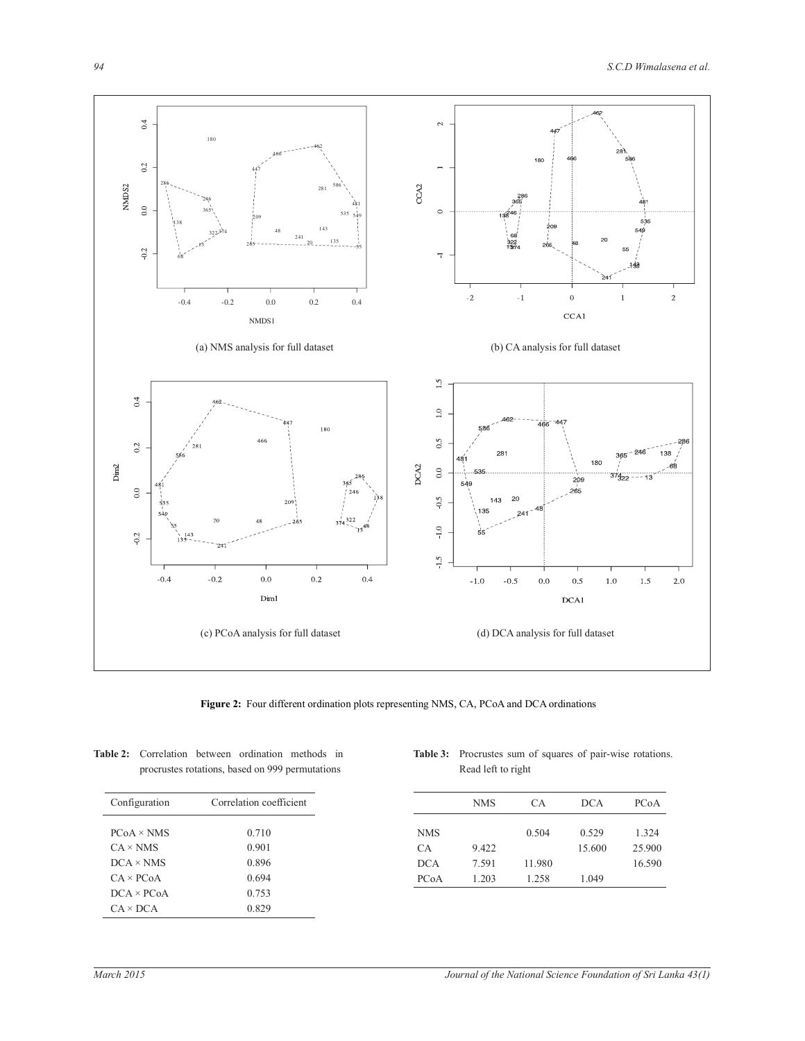(a) NMS analysis for full dataset

(b) CA analysis for full dataset

(c) PCoA analysis for full dataset

(d) DCA analysis for full dataset

**Figure 2:** Four different ordination plots representing NMS, CA, PCoA and DCA ordinations

**Table 2:** Correlation between ordination methods in procrustes rotations, based on 999 permutations

| Configuration | Correlation coefficient |
|---|---|
| PCoA × NMS | 0.710 |
| CA × NMS | 0.901 |
| DCA × NMS | 0.896 |
| CA × PCoA | 0.694 |
| DCA × PCoA | 0.753 |
| CA × DCA | 0.829 |

**Table 3:** Procrustes sum of squares of pair-wise rotations. Read left to right

| | NMS | CA | DCA | PCoA |
|---|---|---|---|---|
| NMS | | 0.504 | 0.529 | 1.324 |
| CA | 9.422 | | 15.600 | 25.900 |
| DCA | 7.591 | 11.980 | | 16.590 |
| PCoA | 1.203 | 1.258 | 1.049 | |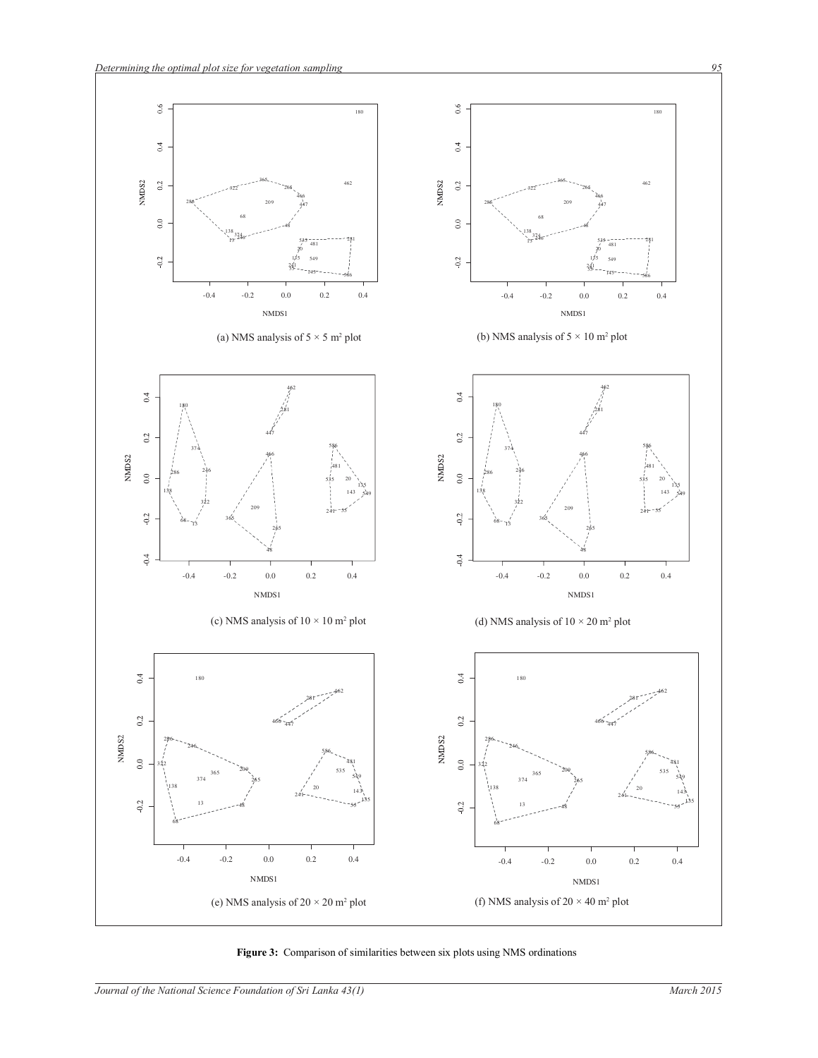(a) NMS analysis of 5 × 5 m² plot

(b) NMS analysis of 5 × 10 m² plot

(c) NMS analysis of 10 × 10 m² plot

(d) NMS analysis of 10 × 20 m² plot

(e) NMS analysis of 20 × 20 m² plot

(f) NMS analysis of 20 × 40 m² plot

**Figure 3:** Comparison of similarities between six plots using NMS ordinations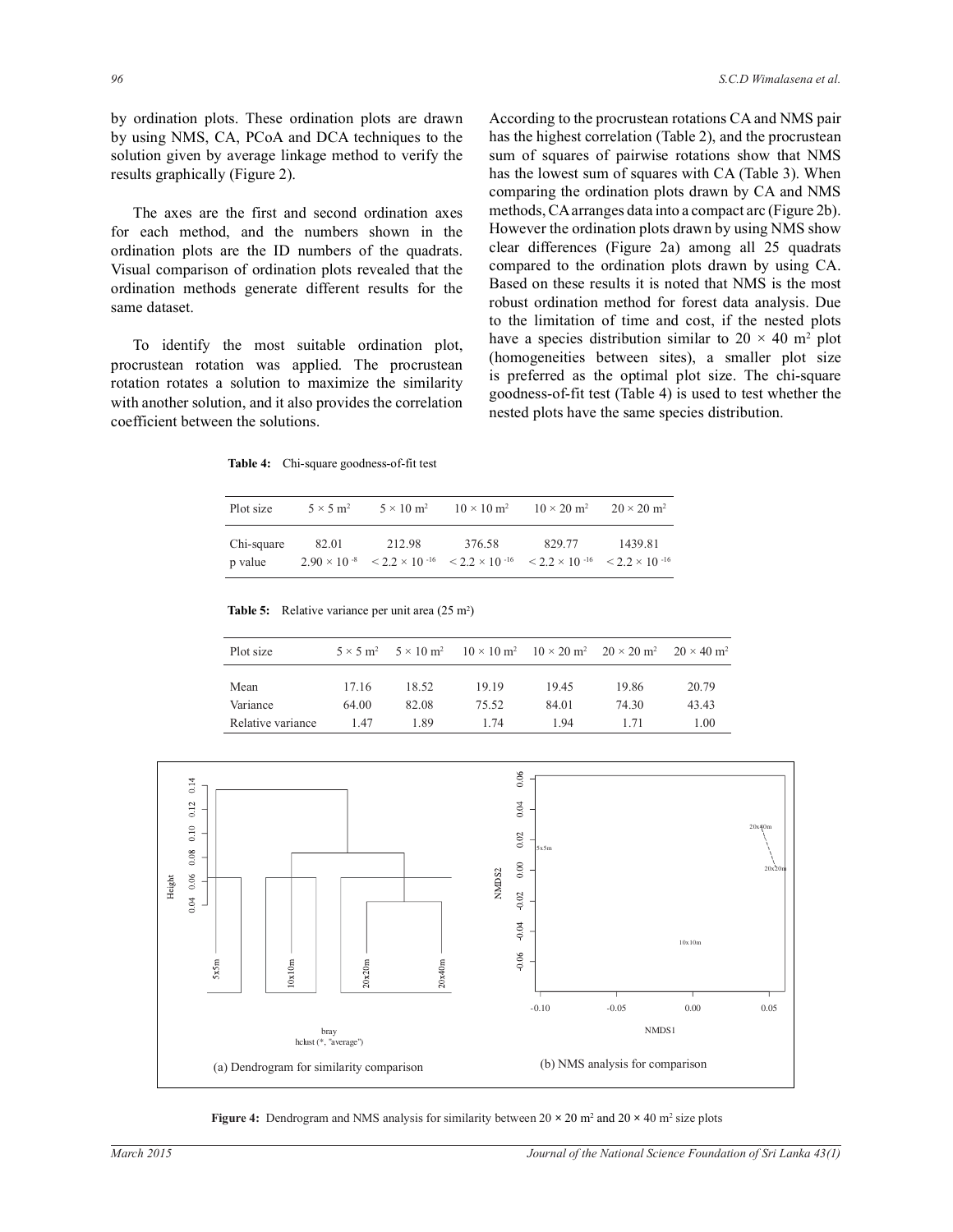by ordination plots. These ordination plots are drawn by using NMS, CA, PCoA and DCA techniques to the solution given by average linkage method to verify the results graphically (Figure 2).

The axes are the first and second ordination axes for each method, and the numbers shown in the ordination plots are the ID numbers of the quadrats. Visual comparison of ordination plots revealed that the ordination methods generate different results for the same dataset.

To identify the most suitable ordination plot, procrustean rotation was applied. The procrustean rotation rotates a solution to maximize the similarity with another solution, and it also provides the correlation coefficient between the solutions.

According to the procrustean rotations CA and NMS pair has the highest correlation (Table 2), and the procrustean sum of squares of pairwise rotations show that NMS has the lowest sum of squares with CA (Table 3). When comparing the ordination plots drawn by CA and NMS methods, CA arranges data into a compact arc (Figure 2b). However the ordination plots drawn by using NMS show clear differences (Figure 2a) among all 25 quadrats compared to the ordination plots drawn by using CA. Based on these results it is noted that NMS is the most robust ordination method for forest data analysis. Due to the limitation of time and cost, if the nested plots have a species distribution similar to $20 \times 40$ m$^2$ plot (homogeneities between sites), a smaller plot size is preferred as the optimal plot size. The chi-square goodness-of-fit test (Table 4) is used to test whether the nested plots have the same species distribution.

**Table 4:** Chi-square goodness-of-fit test

| Plot size | $5 \times 5$ m$^2$ | $5 \times 10$ m$^2$ | $10 \times 10$ m$^2$ | $10 \times 20$ m$^2$ | $20 \times 20$ m$^2$ |
|---|---|---|---|---|---|
| Chi-square | 82.01 | 212.98 | 376.58 | 829.77 | 1439.81 |
| p value | $2.90 \times 10^{-8}$ | $< 2.2 \times 10^{-16}$ | $< 2.2 \times 10^{-16}$ | $< 2.2 \times 10^{-16}$ | $< 2.2 \times 10^{-16}$ |

**Table 5:** Relative variance per unit area (25 m$^2$)

| Plot size | $5 \times 5$ m$^2$ | $5 \times 10$ m$^2$ | $10 \times 10$ m$^2$ | $10 \times 20$ m$^2$ | $20 \times 20$ m$^2$ | $20 \times 40$ m$^2$ |
|---|---|---|---|---|---|---|
| Mean | 17.16 | 18.52 | 19.19 | 19.45 | 19.86 | 20.79 |
| Variance | 64.00 | 82.08 | 75.52 | 84.01 | 74.30 | 43.43 |
| Relative variance | 1.47 | 1.89 | 1.74 | 1.94 | 1.71 | 1.00 |

(a) Dendrogram for similarity comparison

(b) NMS analysis for comparison

**Figure 4:** Dendrogram and NMS analysis for similarity between $20 \times 20$ m$^2$ and $20 \times 40$ m$^2$ size plots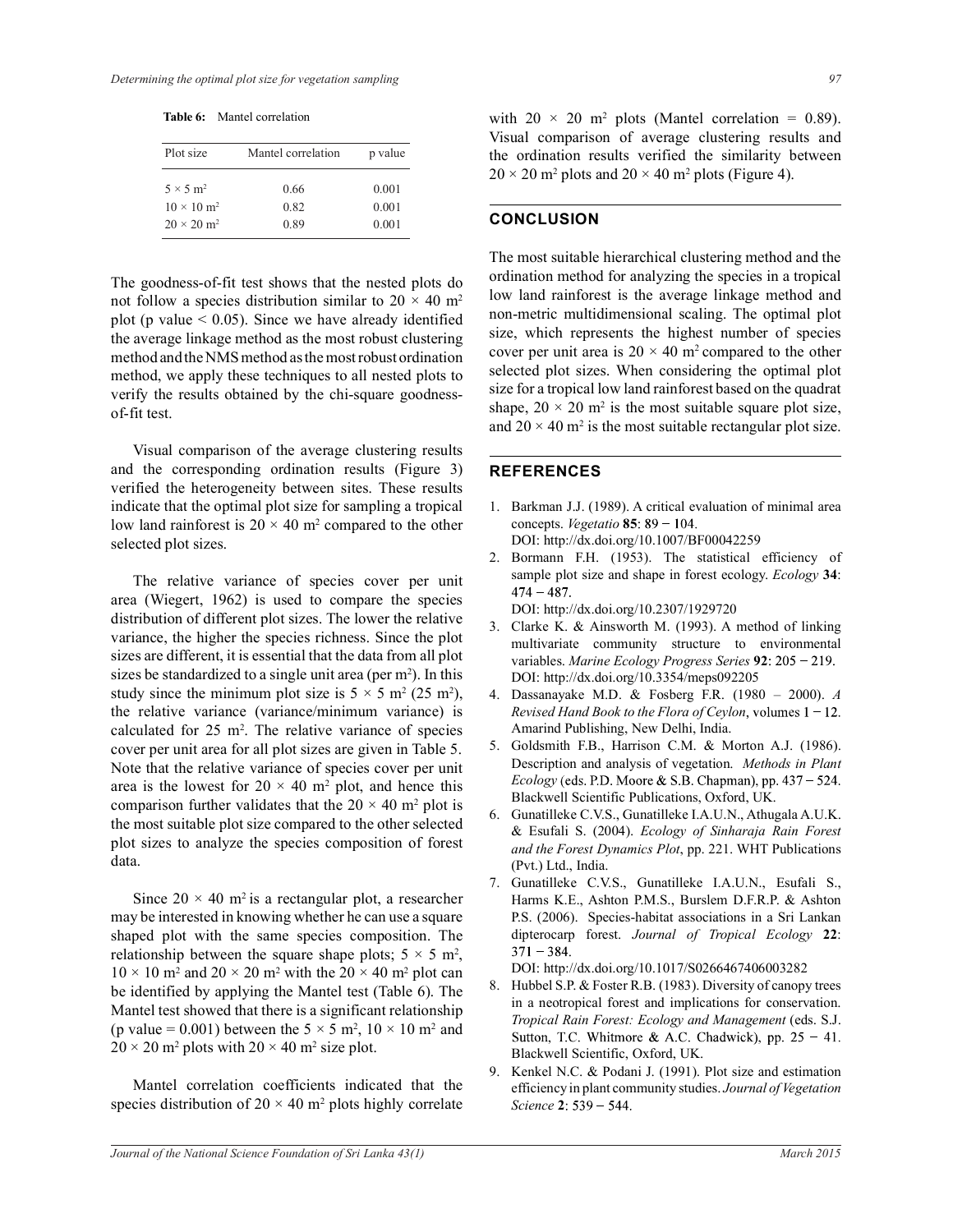**Table 6:** Mantel correlation

| Plot size | Mantel correlation | p value |
|---|---|---|
| $5 \times 5$ m$^2$ | 0.66 | 0.001 |
| $10 \times 10$ m$^2$ | 0.82 | 0.001 |
| $20 \times 20$ m$^2$ | 0.89 | 0.001 |

The goodness-of-fit test shows that the nested plots do not follow a species distribution similar to $20 \times 40$ m$^2$ plot (p value $< 0.05$). Since we have already identified the average linkage method as the most robust clustering method and the NMS method as the most robust ordination method, we apply these techniques to all nested plots to verify the results obtained by the chi-square goodness-of-fit test.

Visual comparison of the average clustering results and the corresponding ordination results (Figure 3) verified the heterogeneity between sites. These results indicate that the optimal plot size for sampling a tropical low land rainforest is $20 \times 40$ m$^2$ compared to the other selected plot sizes.

The relative variance of species cover per unit area (Wiegert, 1962) is used to compare the species distribution of different plot sizes. The lower the relative variance, the higher the species richness. Since the plot sizes are different, it is essential that the data from all plot sizes be standardized to a single unit area (per m$^2$). In this study since the minimum plot size is $5 \times 5$ m$^2$ (25 m$^2$), the relative variance (variance/minimum variance) is calculated for 25 m$^2$. The relative variance of species cover per unit area for all plot sizes are given in Table 5. Note that the relative variance of species cover per unit area is the lowest for $20 \times 40$ m$^2$ plot, and hence this comparison further validates that the $20 \times 40$ m$^2$ plot is the most suitable plot size compared to the other selected plot sizes to analyze the species composition of forest data.

Since $20 \times 40$ m$^2$ is a rectangular plot, a researcher may be interested in knowing whether he can use a square shaped plot with the same species composition. The relationship between the square shape plots; $5 \times 5$ m$^2$, $10 \times 10$ m$^2$ and $20 \times 20$ m$^2$ with the $20 \times 40$ m$^2$ plot can be identified by applying the Mantel test (Table 6). The Mantel test showed that there is a significant relationship (p value = 0.001) between the $5 \times 5$ m$^2$, $10 \times 10$ m$^2$ and $20 \times 20$ m$^2$ plots with $20 \times 40$ m$^2$ size plot.

Mantel correlation coefficients indicated that the species distribution of $20 \times 40$ m$^2$ plots highly correlate with $20 \times 20$ m$^2$ plots (Mantel correlation = 0.89). Visual comparison of average clustering results and the ordination results verified the similarity between $20 \times 20$ m$^2$ plots and $20 \times 40$ m$^2$ plots (Figure 4).

## CONCLUSION

The most suitable hierarchical clustering method and the ordination method for analyzing the species in a tropical low land rainforest is the average linkage method and non-metric multidimensional scaling. The optimal plot size, which represents the highest number of species cover per unit area is $20 \times 40$ m$^2$ compared to the other selected plot sizes. When considering the optimal plot size for a tropical low land rainforest based on the quadrat shape, $20 \times 20$ m$^2$ is the most suitable square plot size, and $20 \times 40$ m$^2$ is the most suitable rectangular plot size.

## REFERENCES

1. Barkman J.J. (1989). A critical evaluation of minimal area concepts. *Vegetatio* **85**: 89 − 104.
DOI: http://dx.doi.org/10.1007/BF00042259
2. Bormann F.H. (1953). The statistical efficiency of sample plot size and shape in forest ecology. *Ecology* **34**: 474 − 487.
DOI: http://dx.doi.org/10.2307/1929720
3. Clarke K. & Ainsworth M. (1993). A method of linking multivariate community structure to environmental variables. *Marine Ecology Progress Series* **92**: 205 − 219.
DOI: http://dx.doi.org/10.3354/meps092205
4. Dassanayake M.D. & Fosberg F.R. (1980 – 2000). *A Revised Hand Book to the Flora of Ceylon*, volumes 1 − 12. Amarind Publishing, New Delhi, India.
5. Goldsmith F.B., Harrison C.M. & Morton A.J. (1986). Description and analysis of vegetation. *Methods in Plant Ecology* (eds. P.D. Moore & S.B. Chapman), pp. 437 − 524. Blackwell Scientific Publications, Oxford, UK.
6. Gunatilleke C.V.S., Gunatilleke I.A.U.N., Athugala A.U.K. & Esufali S. (2004). *Ecology of Sinharaja Rain Forest and the Forest Dynamics Plot*, pp. 221. WHT Publications (Pvt.) Ltd., India.
7. Gunatilleke C.V.S., Gunatilleke I.A.U.N., Esufali S., Harms K.E., Ashton P.M.S., Burslem D.F.R.P. & Ashton P.S. (2006). Species-habitat associations in a Sri Lankan dipterocarp forest. *Journal of Tropical Ecology* **22**: 371 − 384.
DOI: http://dx.doi.org/10.1017/S0266467406003282
8. Hubbel S.P. & Foster R.B. (1983). Diversity of canopy trees in a neotropical forest and implications for conservation. *Tropical Rain Forest: Ecology and Management* (eds. S.J. Sutton, T.C. Whitmore & A.C. Chadwick), pp. 25 − 41. Blackwell Scientific, Oxford, UK.
9. Kenkel N.C. & Podani J. (1991). Plot size and estimation efficiency in plant community studies. *Journal of Vegetation Science* **2**: 539 − 544.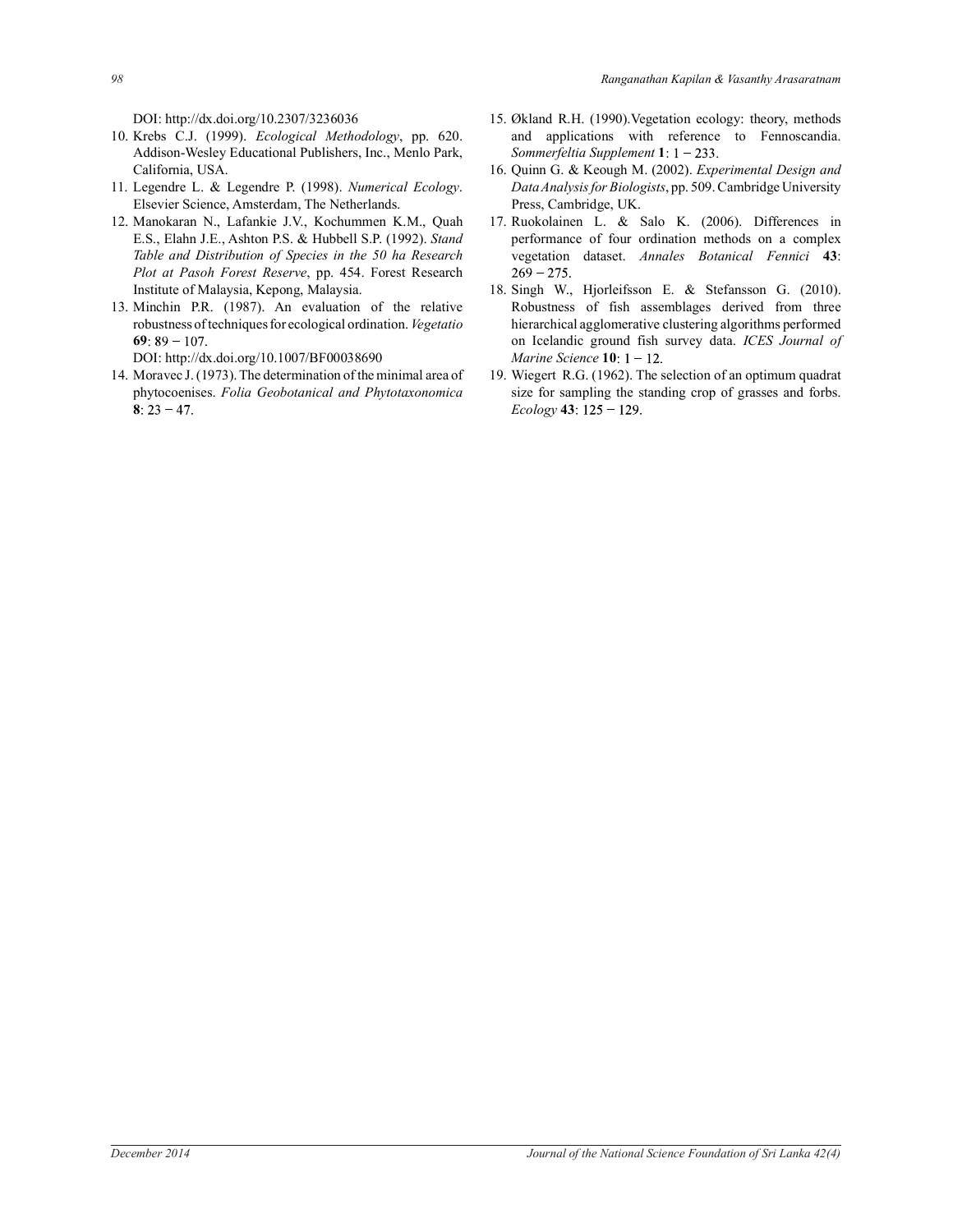DOI: http://dx.doi.org/10.2307/3236036

10. Krebs C.J. (1999). *Ecological Methodology*, pp. 620. Addison-Wesley Educational Publishers, Inc., Menlo Park, California, USA.
11. Legendre L. & Legendre P. (1998). *Numerical Ecology*. Elsevier Science, Amsterdam, The Netherlands.
12. Manokaran N., Lafankie J.V., Kochummen K.M., Quah E.S., Elahn J.E., Ashton P.S. & Hubbell S.P. (1992). *Stand Table and Distribution of Species in the 50 ha Research Plot at Pasoh Forest Reserve*, pp. 454. Forest Research Institute of Malaysia, Kepong, Malaysia.
13. Minchin P.R. (1987). An evaluation of the relative robustness of techniques for ecological ordination. *Vegetatio* **69**: 89 − 107.
    DOI: http://dx.doi.org/10.1007/BF00038690
14. Moravec J. (1973). The determination of the minimal area of phytocoenises. *Folia Geobotanical and Phytotaxonomica* **8**: 23 − 47.
15. Økland R.H. (1990).Vegetation ecology: theory, methods and applications with reference to Fennoscandia. *Sommerfeltia Supplement* **1**: 1 − 233.
16. Quinn G. & Keough M. (2002). *Experimental Design and Data Analysis for Biologists*, pp. 509. Cambridge University Press, Cambridge, UK.
17. Ruokolainen L. & Salo K. (2006). Differences in performance of four ordination methods on a complex vegetation dataset. *Annales Botanical Fennici* **43**: 269 − 275.
18. Singh W., Hjorleifsson E. & Stefansson G. (2010). Robustness of fish assemblages derived from three hierarchical agglomerative clustering algorithms performed on Icelandic ground fish survey data. *ICES Journal of Marine Science* **10**: 1 − 12.
19. Wiegert R.G. (1962). The selection of an optimum quadrat size for sampling the standing crop of grasses and forbs. *Ecology* **43**: 125 − 129.